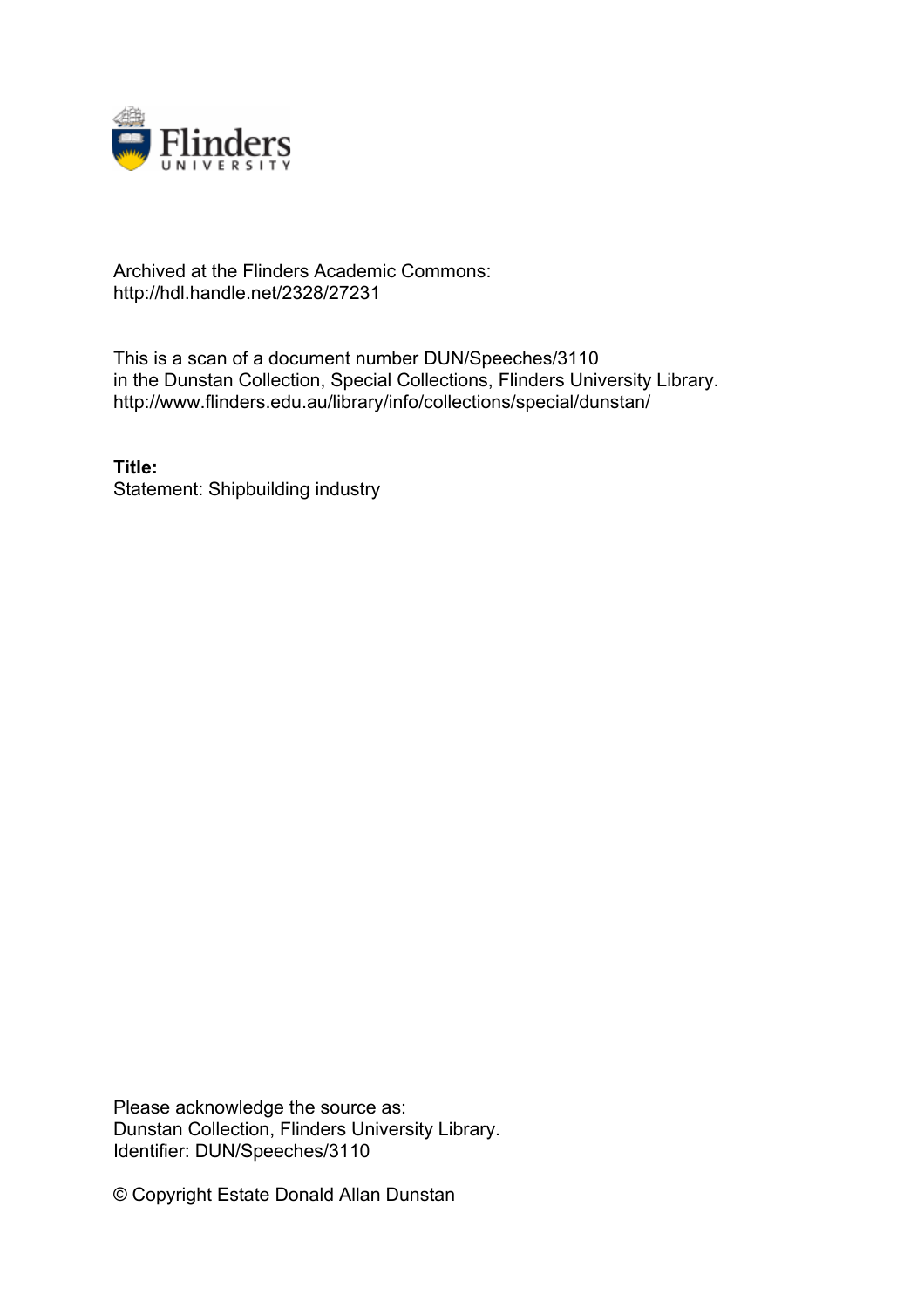Archived at the Flinders Academic Commons:
http://hdl.handle.net/2328/27231

This is a scan of a document number DUN/Speeches/3110
in the Dunstan Collection, Special Collections, Flinders University Library.
http://www.flinders.edu.au/library/info/collections/special/dunstan/

**Title:**
Statement: Shipbuilding industry

Please acknowledge the source as:
Dunstan Collection, Flinders University Library.
Identifier: DUN/Speeches/3110

© Copyright Estate Donald Allan Dunstan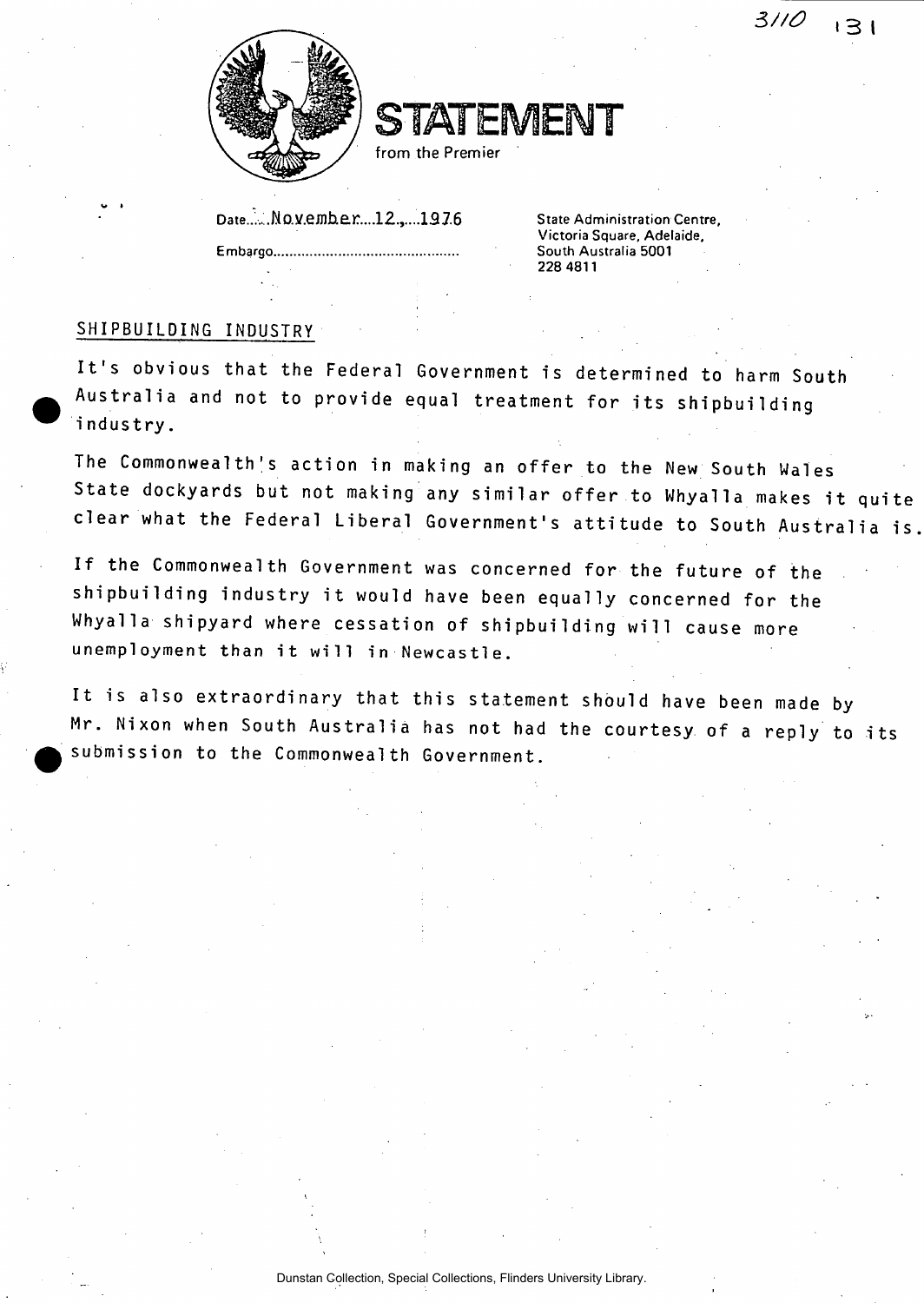3110 131

# STATEMENT

from the Premier

Date: November 12, 1976

Embargo............................................

State Administration Centre,
Victoria Square, Adelaide,
South Australia 5001
228 4811

## SHIPBUILDING INDUSTRY

It's obvious that the Federal Government is determined to harm South Australia and not to provide equal treatment for its shipbuilding industry.

The Commonwealth's action in making an offer to the New South Wales State dockyards but not making any similar offer to Whyalla makes it quite clear what the Federal Liberal Government's attitude to South Australia is.

If the Commonwealth Government was concerned for the future of the shipbuilding industry it would have been equally concerned for the Whyalla shipyard where cessation of shipbuilding will cause more unemployment than it will in Newcastle.

It is also extraordinary that this statement should have been made by Mr. Nixon when South Australia has not had the courtesy of a reply to its submission to the Commonwealth Government.

Dunstan Collection, Special Collections, Flinders University Library.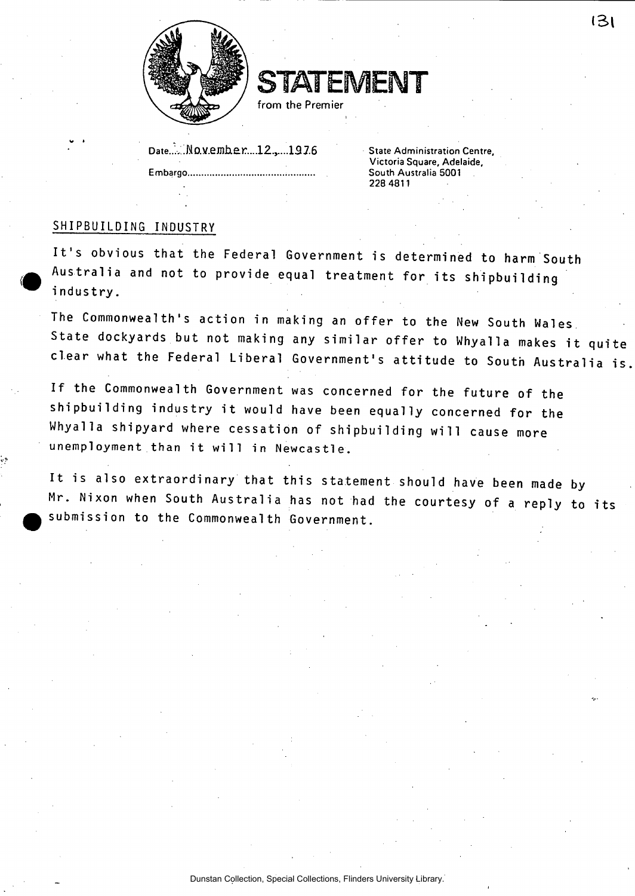# STATEMENT

from the Premier

Date: November 12, 1976

Embargo.............................................

State Administration Centre,
Victoria Square, Adelaide,
South Australia 5001
228 4811

SHIPBUILDING INDUSTRY

It's obvious that the Federal Government is determined to harm South Australia and not to provide equal treatment for its shipbuilding industry.

The Commonwealth's action in making an offer to the New South Wales State dockyards but not making any similar offer to Whyalla makes it quite clear what the Federal Liberal Government's attitude to South Australia is.

If the Commonwealth Government was concerned for the future of the shipbuilding industry it would have been equally concerned for the Whyalla shipyard where cessation of shipbuilding will cause more unemployment than it will in Newcastle.

It is also extraordinary that this statement should have been made by Mr. Nixon when South Australia has not had the courtesy of a reply to its submission to the Commonwealth Government.

Dunstan Collection, Special Collections, Flinders University Library.